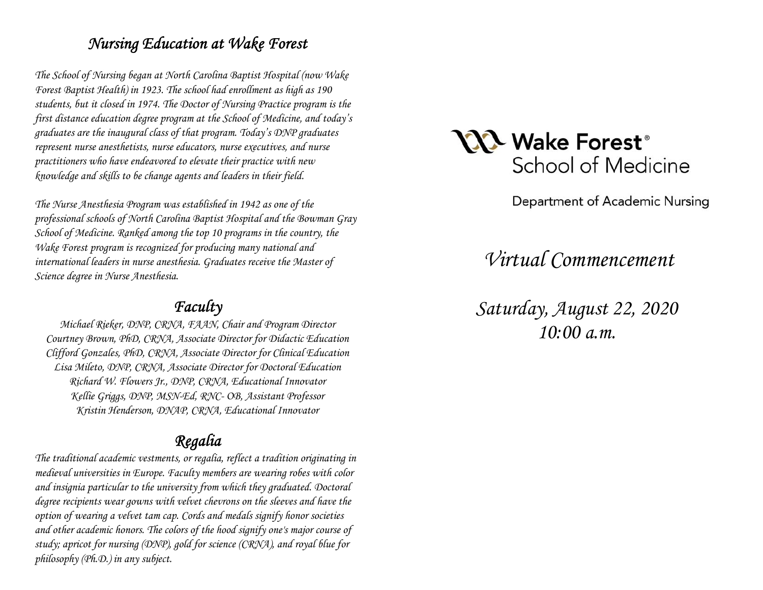# Nursing Education at Wake Forest

*The School of Nursing began at North Carolina Baptist Hospital (now Wake Forest Baptist Health) in 1923. The school had enrollment as high as 190 students, but it closed in 1974. The Doctor of Nursing Practice program is the first distance education degree program at the School of Medicine, and today's graduates are the inaugural class of that program. Today's DNP graduates represent nurse anesthetists, nurse educators, nurse executives, and nurse practitioners who have endeavored to elevate their practice with new knowledge and skills to be change agents and leaders in their field.*

*The Nurse Anesthesia Program was established in 1942 as one of the professional schools of North Carolina Baptist Hospital and the Bowman Gray School of Medicine. Ranked among the top 10 programs in the country, the Wake Forest program is recognized for producing many national and international leaders in nurse anesthesia. Graduates receive the Master of Science degree in Nurse Anesthesia.*

## Faculty

*Michael Rieker, DNP, CRNA, FAAN, Chair and Program Director*
*Courtney Brown, PhD, CRNA, Associate Director for Didactic Education*
*Clifford Gonzales, PhD, CRNA, Associate Director for Clinical Education*
*Lisa Mileto, DNP, CRNA, Associate Director for Doctoral Education*
*Richard W. Flowers Jr., DNP, CRNA, Educational Innovator*
*Kellie Griggs, DNP, MSN-Ed, RNC- OB, Assistant Professor*
*Kristin Henderson, DNAP, CRNA, Educational Innovator*

## Regalia

*The traditional academic vestments, or regalia, reflect a tradition originating in medieval universities in Europe. Faculty members are wearing robes with color and insignia particular to the university from which they graduated. Doctoral degree recipients wear gowns with velvet chevrons on the sleeves and have the option of wearing a velvet tam cap. Cords and medals signify honor societies and other academic honors. The colors of the hood signify one's major course of study; apricot for nursing (DNP), gold for science (CRNA), and royal blue for philosophy (Ph.D.) in any subject.*

Wake Forest®
School of Medicine

Department of Academic Nursing

# *Virtual Commencement*

## *Saturday, August 22, 2020*
## *10:00 a.m.*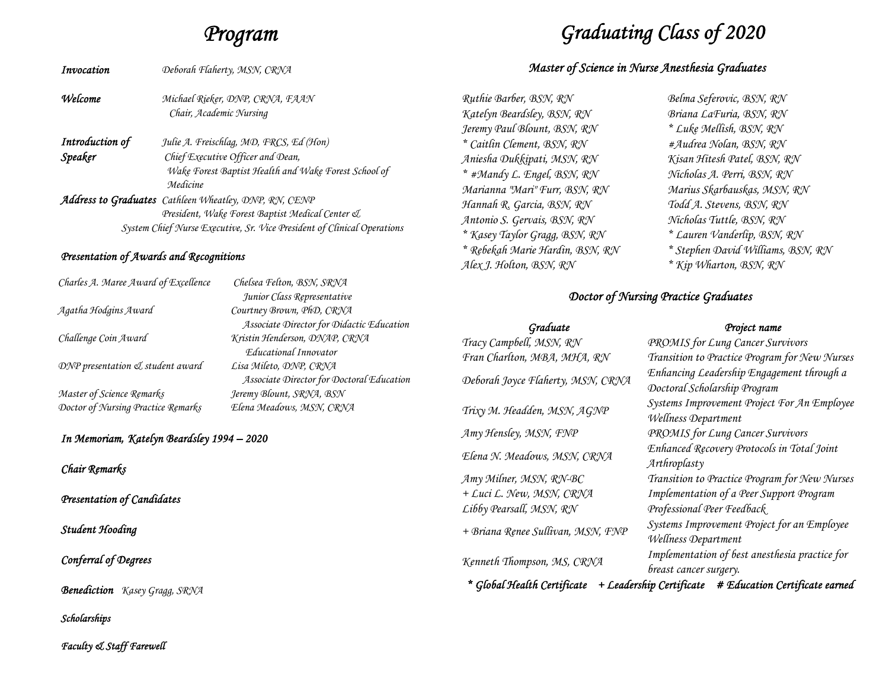# Program

| | |
|---|---|
| ***Invocation*** | *Deborah Flaherty, MSN, CRNA* |
| ***Welcome*** | *Michael Rieker, DNP, CRNA, FAAN*<br>*Chair, Academic Nursing* |
| ***Introduction of Speaker*** | *Julie A. Freischlag, MD, FRCS, Ed (Hon)*<br>*Chief Executive Officer and Dean,*<br>*Wake Forest Baptist Health and Wake Forest School of Medicine* |
| ***Address to Graduates*** | *Cathleen Wheatley, DNP, RN, CENP*<br>*President, Wake Forest Baptist Medical Center &*<br>*System Chief Nurse Executive, Sr. Vice President of Clinical Operations* |

***Presentation of Awards and Recognitions***

| | |
|---|---|
| *Charles A. Maree Award of Excellence* | *Chelsea Felton, BSN, SRNA*<br>*Junior Class Representative* |
| *Agatha Hodgins Award* | *Courtney Brown, PhD, CRNA*<br>*Associate Director for Didactic Education* |
| *Challenge Coin Award* | *Kristin Henderson, DNAP, CRNA*<br>*Educational Innovator* |
| *DNP presentation & student award* | *Lisa Mileto, DNP, CRNA*<br>*Associate Director for Doctoral Education* |
| *Master of Science Remarks* | *Jeremy Blount, SRNA, BSN* |
| *Doctor of Nursing Practice Remarks* | *Elena Meadows, MSN, CRNA* |

***In Memoriam, Katelyn Beardsley 1994 – 2020***

***Chair Remarks***

***Presentation of Candidates***

***Student Hooding***

***Conferral of Degrees***

***Benediction*** *Kasey Gragg, SRNA*

***Scholarships***

***Faculty & Staff Farewell***

# Graduating Class of 2020

## Master of Science in Nurse Anesthesia Graduates

*Ruthie Barber, BSN, RN*
*Katelyn Beardsley, BSN, RN*
*Jeremy Paul Blount, BSN, RN*
*\* Caitlin Clement, BSN, RN*
*Aniesha Dukkipati, MSN, RN*
*\* #Mandy L. Engel, BSN, RN*
*Marianna "Mari" Furr, BSN, RN*
*Hannah R. Garcia, BSN, RN*
*Antonio S. Gervais, BSN, RN*
*\* Kasey Taylor Gragg, BSN, RN*
*\* Rebekah Marie Hardin, BSN, RN*
*Alex J. Holton, BSN, RN*
*Belma Seferovic, BSN, RN*
*Briana LaFuria, BSN, RN*
*\* Luke Mellish, BSN, RN*
*#Audrea Nolan, BSN, RN*
*Kisan Hitesh Patel, BSN, RN*
*Nicholas A. Perri, BSN, RN*
*Marius Skarbauskas, MSN, RN*
*Todd A. Stevens, BSN, RN*
*Nicholas Tuttle, BSN, RN*
*\* Lauren Vanderlip, BSN, RN*
*\* Stephen David Williams, BSN, RN*
*\* Kip Wharton, BSN, RN*

## Doctor of Nursing Practice Graduates

| Graduate | Project name |
|---|---|
| *Tracy Campbell, MSN, RN* | *PROMIS for Lung Cancer Survivors* |
| *Fran Charlton, MBA, MHA, RN* | *Transition to Practice Program for New Nurses* |
| *Deborah Joyce Flaherty, MSN, CRNA* | *Enhancing Leadership Engagement through a Doctoral Scholarship Program* |
| *Trixy M. Headden, MSN, AGNP* | *Systems Improvement Project For An Employee Wellness Department* |
| *Amy Hensley, MSN, FNP* | *PROMIS for Lung Cancer Survivors* |
| *Elena N. Meadows, MSN, CRNA* | *Enhanced Recovery Protocols in Total Joint Arthroplasty* |
| *Amy Milner, MSN, RN-BC* | *Transition to Practice Program for New Nurses* |
| *+ Luci L. New, MSN, CRNA* | *Implementation of a Peer Support Program* |
| *Libby Pearsall, MSN, RN* | *Professional Peer Feedback* |
| *+ Briana Renee Sullivan, MSN, FNP* | *Systems Improvement Project for an Employee Wellness Department* |
| *Kenneth Thompson, MS, CRNA* | *Implementation of best anesthesia practice for breast cancer surgery.* |

***\* Global Health Certificate + Leadership Certificate # Education Certificate earned***